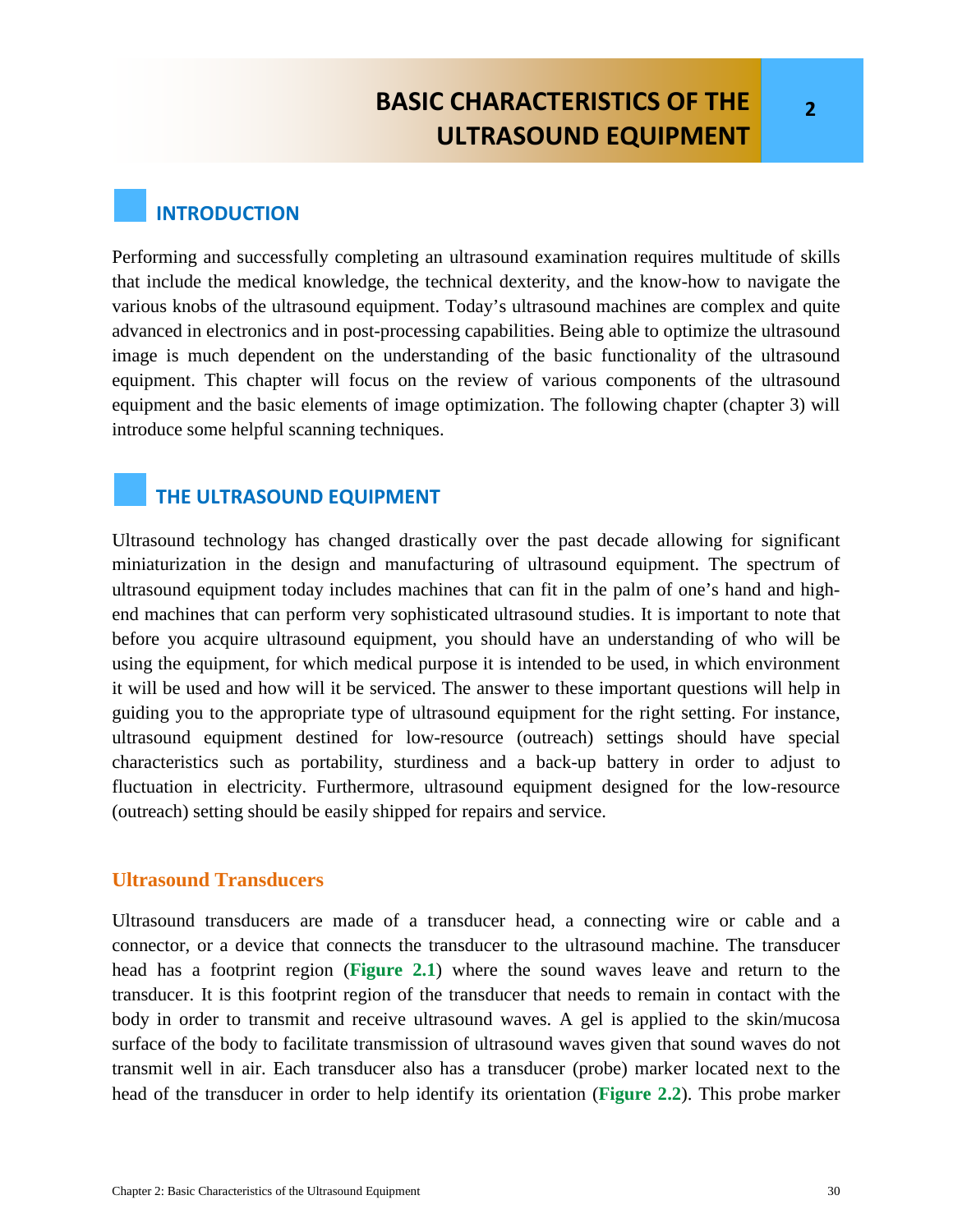# BASIC CHARACTERISTICS OF THE ULTRASOUND EQUIPMENT

## INTRODUCTION

Performing and successfully completing an ultrasound examination requires multitude of skills that include the medical knowledge, the technical dexterity, and the know-how to navigate the various knobs of the ultrasound equipment. Today's ultrasound machines are complex and quite advanced in electronics and in post-processing capabilities. Being able to optimize the ultrasound image is much dependent on the understanding of the basic functionality of the ultrasound equipment. This chapter will focus on the review of various components of the ultrasound equipment and the basic elements of image optimization. The following chapter (chapter 3) will introduce some helpful scanning techniques.

## THE ULTRASOUND EQUIPMENT

Ultrasound technology has changed drastically over the past decade allowing for significant miniaturization in the design and manufacturing of ultrasound equipment. The spectrum of ultrasound equipment today includes machines that can fit in the palm of one's hand and high-end machines that can perform very sophisticated ultrasound studies. It is important to note that before you acquire ultrasound equipment, you should have an understanding of who will be using the equipment, for which medical purpose it is intended to be used, in which environment it will be used and how will it be serviced. The answer to these important questions will help in guiding you to the appropriate type of ultrasound equipment for the right setting. For instance, ultrasound equipment destined for low-resource (outreach) settings should have special characteristics such as portability, sturdiness and a back-up battery in order to adjust to fluctuation in electricity. Furthermore, ultrasound equipment designed for the low-resource (outreach) setting should be easily shipped for repairs and service.

### Ultrasound Transducers

Ultrasound transducers are made of a transducer head, a connecting wire or cable and a connector, or a device that connects the transducer to the ultrasound machine. The transducer head has a footprint region (**Figure 2.1**) where the sound waves leave and return to the transducer. It is this footprint region of the transducer that needs to remain in contact with the body in order to transmit and receive ultrasound waves. A gel is applied to the skin/mucosa surface of the body to facilitate transmission of ultrasound waves given that sound waves do not transmit well in air. Each transducer also has a transducer (probe) marker located next to the head of the transducer in order to help identify its orientation (**Figure 2.2**). This probe marker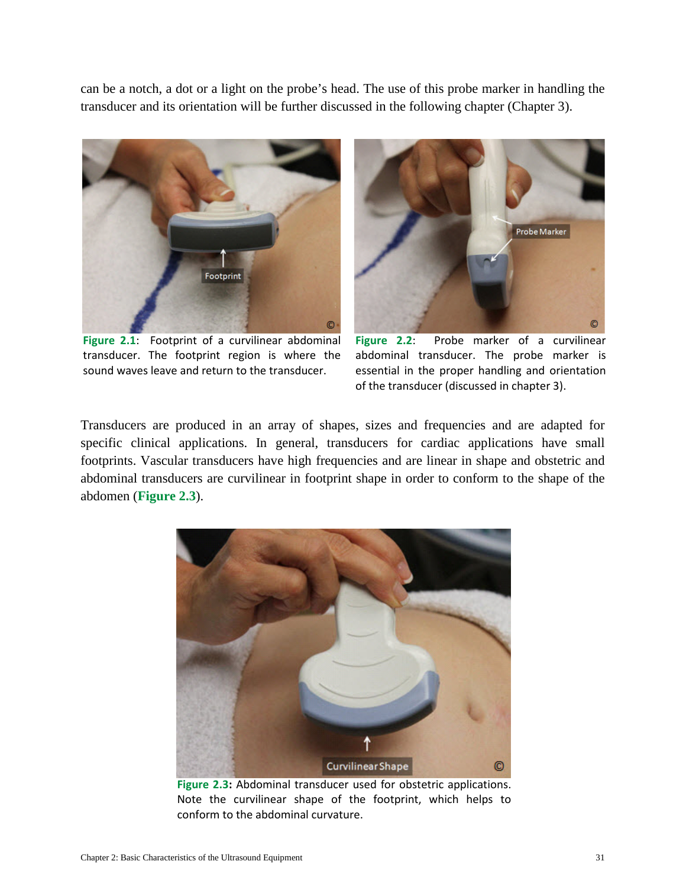can be a notch, a dot or a light on the probe's head. The use of this probe marker in handling the transducer and its orientation will be further discussed in the following chapter (Chapter 3).

**Figure 2.1**: Footprint of a curvilinear abdominal transducer. The footprint region is where the sound waves leave and return to the transducer.

**Figure 2.2**: Probe marker of a curvilinear abdominal transducer. The probe marker is essential in the proper handling and orientation of the transducer (discussed in chapter 3).

Transducers are produced in an array of shapes, sizes and frequencies and are adapted for specific clinical applications. In general, transducers for cardiac applications have small footprints. Vascular transducers have high frequencies and are linear in shape and obstetric and abdominal transducers are curvilinear in footprint shape in order to conform to the shape of the abdomen (**Figure 2.3**).

**Figure 2.3:** Abdominal transducer used for obstetric applications. Note the curvilinear shape of the footprint, which helps to conform to the abdominal curvature.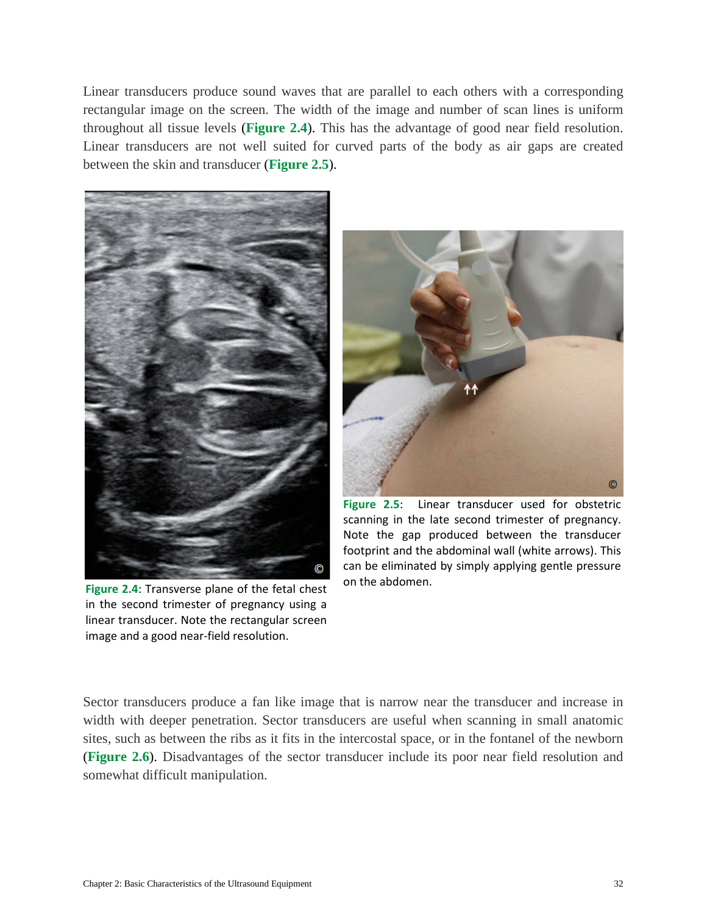Linear transducers produce sound waves that are parallel to each others with a corresponding rectangular image on the screen. The width of the image and number of scan lines is uniform throughout all tissue levels (**Figure 2.4**). This has the advantage of good near field resolution. Linear transducers are not well suited for curved parts of the body as air gaps are created between the skin and transducer (**Figure 2.5**).

**Figure 2.4**: Transverse plane of the fetal chest in the second trimester of pregnancy using a linear transducer. Note the rectangular screen image and a good near-field resolution.

**Figure 2.5**: Linear transducer used for obstetric scanning in the late second trimester of pregnancy. Note the gap produced between the transducer footprint and the abdominal wall (white arrows). This can be eliminated by simply applying gentle pressure on the abdomen.

Sector transducers produce a fan like image that is narrow near the transducer and increase in width with deeper penetration. Sector transducers are useful when scanning in small anatomic sites, such as between the ribs as it fits in the intercostal space, or in the fontanel of the newborn (**Figure 2.6**). Disadvantages of the sector transducer include its poor near field resolution and somewhat difficult manipulation.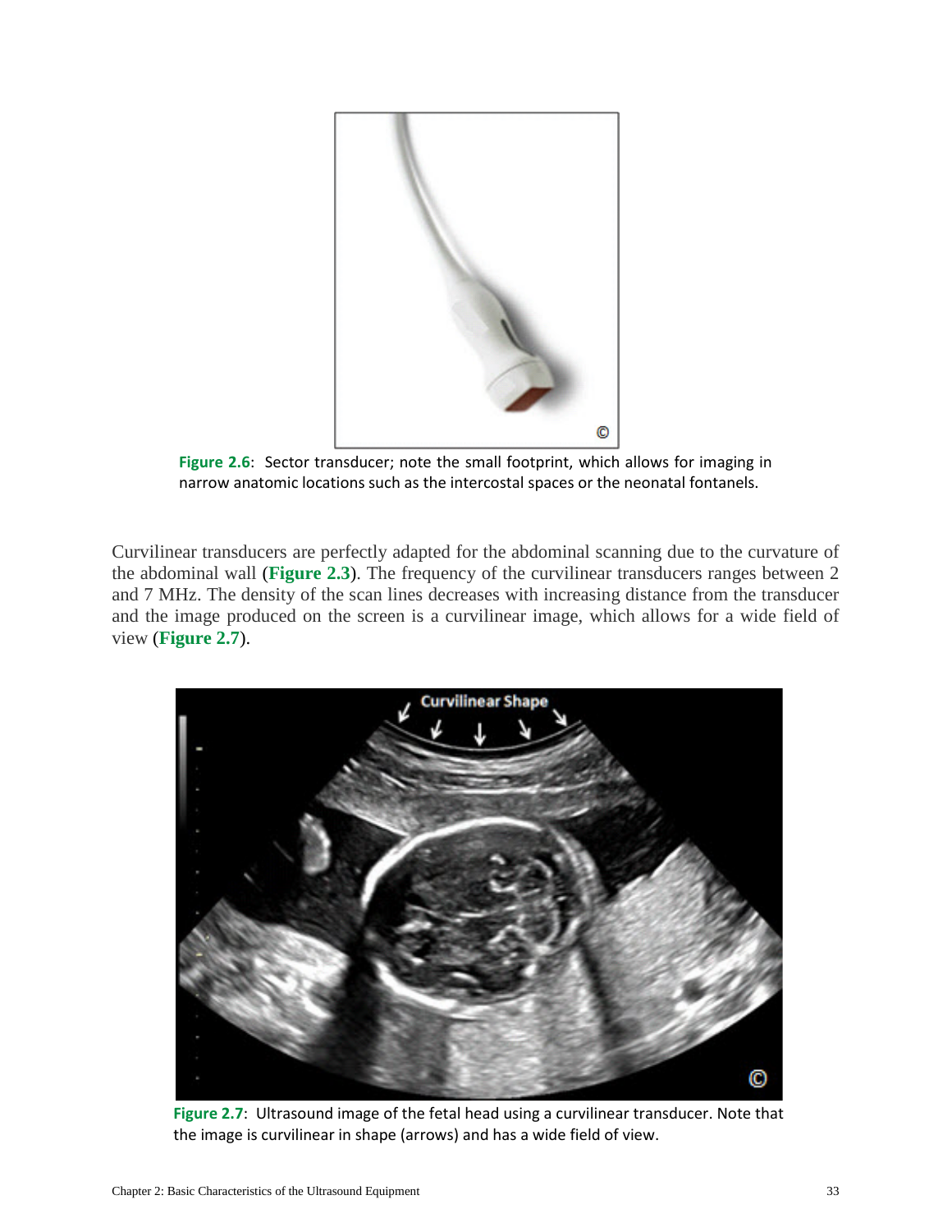**Figure 2.6**: Sector transducer; note the small footprint, which allows for imaging in narrow anatomic locations such as the intercostal spaces or the neonatal fontanels.

Curvilinear transducers are perfectly adapted for the abdominal scanning due to the curvature of the abdominal wall (**Figure 2.3**). The frequency of the curvilinear transducers ranges between 2 and 7 MHz. The density of the scan lines decreases with increasing distance from the transducer and the image produced on the screen is a curvilinear image, which allows for a wide field of view (**Figure 2.7**).

**Figure 2.7**: Ultrasound image of the fetal head using a curvilinear transducer. Note that the image is curvilinear in shape (arrows) and has a wide field of view.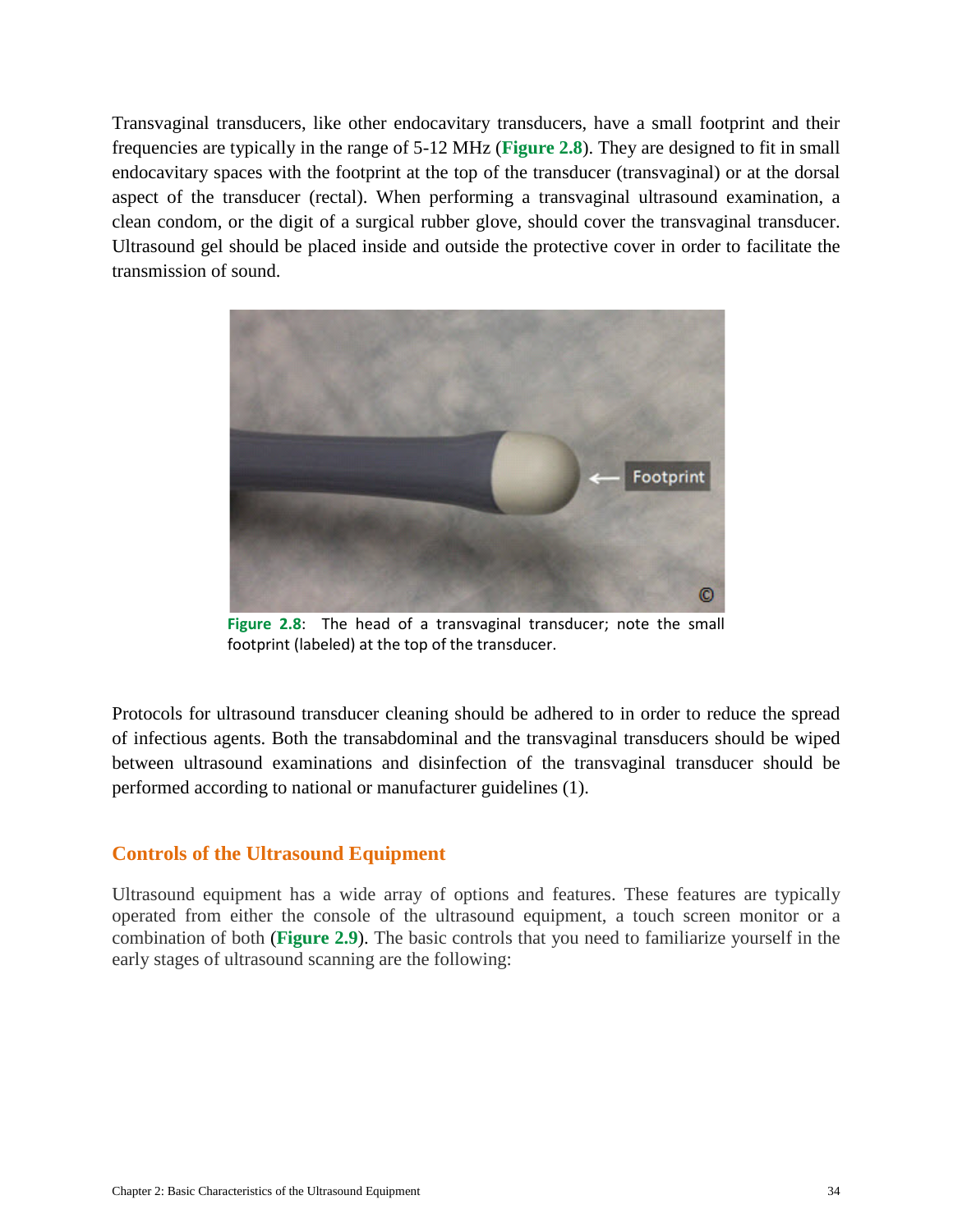Transvaginal transducers, like other endocavitary transducers, have a small footprint and their frequencies are typically in the range of 5-12 MHz (**Figure 2.8**). They are designed to fit in small endocavitary spaces with the footprint at the top of the transducer (transvaginal) or at the dorsal aspect of the transducer (rectal). When performing a transvaginal ultrasound examination, a clean condom, or the digit of a surgical rubber glove, should cover the transvaginal transducer. Ultrasound gel should be placed inside and outside the protective cover in order to facilitate the transmission of sound.

**Figure 2.8**: The head of a transvaginal transducer; note the small footprint (labeled) at the top of the transducer.

Protocols for ultrasound transducer cleaning should be adhered to in order to reduce the spread of infectious agents. Both the transabdominal and the transvaginal transducers should be wiped between ultrasound examinations and disinfection of the transvaginal transducer should be performed according to national or manufacturer guidelines (1).

## Controls of the Ultrasound Equipment

Ultrasound equipment has a wide array of options and features. These features are typically operated from either the console of the ultrasound equipment, a touch screen monitor or a combination of both (**Figure 2.9**). The basic controls that you need to familiarize yourself in the early stages of ultrasound scanning are the following: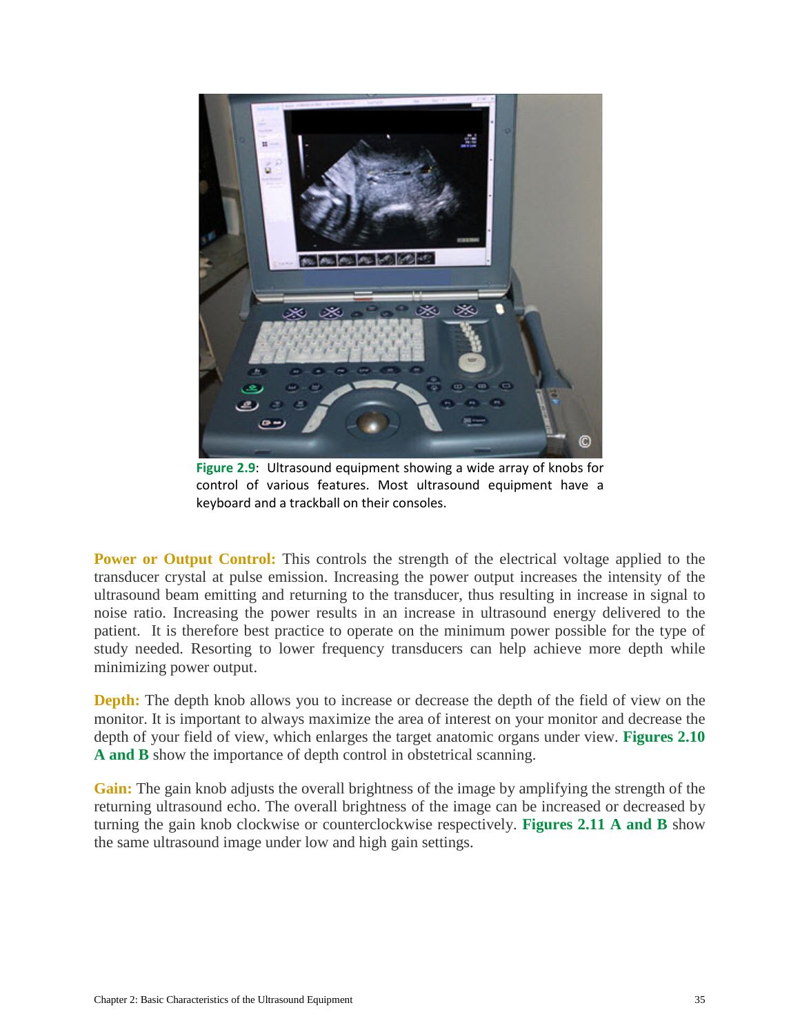Figure 2.9: Ultrasound equipment showing a wide array of knobs for control of various features. Most ultrasound equipment have a keyboard and a trackball on their consoles.

**Power or Output Control:** This controls the strength of the electrical voltage applied to the transducer crystal at pulse emission. Increasing the power output increases the intensity of the ultrasound beam emitting and returning to the transducer, thus resulting in increase in signal to noise ratio. Increasing the power results in an increase in ultrasound energy delivered to the patient. It is therefore best practice to operate on the minimum power possible for the type of study needed. Resorting to lower frequency transducers can help achieve more depth while minimizing power output.

**Depth:** The depth knob allows you to increase or decrease the depth of the field of view on the monitor. It is important to always maximize the area of interest on your monitor and decrease the depth of your field of view, which enlarges the target anatomic organs under view. **Figures 2.10 A and B** show the importance of depth control in obstetrical scanning.

**Gain:** The gain knob adjusts the overall brightness of the image by amplifying the strength of the returning ultrasound echo. The overall brightness of the image can be increased or decreased by turning the gain knob clockwise or counterclockwise respectively. **Figures 2.11 A and B** show the same ultrasound image under low and high gain settings.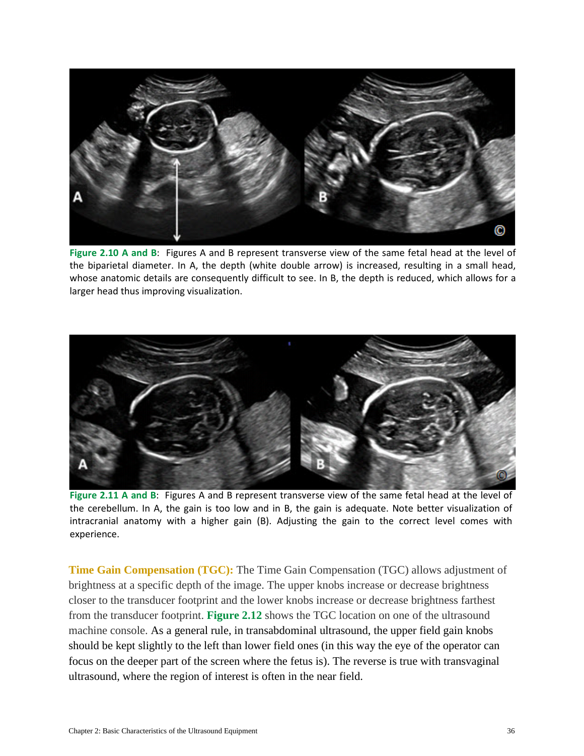**Figure 2.10 A and B**: Figures A and B represent transverse view of the same fetal head at the level of the biparietal diameter. In A, the depth (white double arrow) is increased, resulting in a small head, whose anatomic details are consequently difficult to see. In B, the depth is reduced, which allows for a larger head thus improving visualization.

**Figure 2.11 A and B**: Figures A and B represent transverse view of the same fetal head at the level of the cerebellum. In A, the gain is too low and in B, the gain is adequate. Note better visualization of intracranial anatomy with a higher gain (B). Adjusting the gain to the correct level comes with experience.

**Time Gain Compensation (TGC):** The Time Gain Compensation (TGC) allows adjustment of brightness at a specific depth of the image. The upper knobs increase or decrease brightness closer to the transducer footprint and the lower knobs increase or decrease brightness farthest from the transducer footprint. **Figure 2.12** shows the TGC location on one of the ultrasound machine console. As a general rule, in transabdominal ultrasound, the upper field gain knobs should be kept slightly to the left than lower field ones (in this way the eye of the operator can focus on the deeper part of the screen where the fetus is). The reverse is true with transvaginal ultrasound, where the region of interest is often in the near field.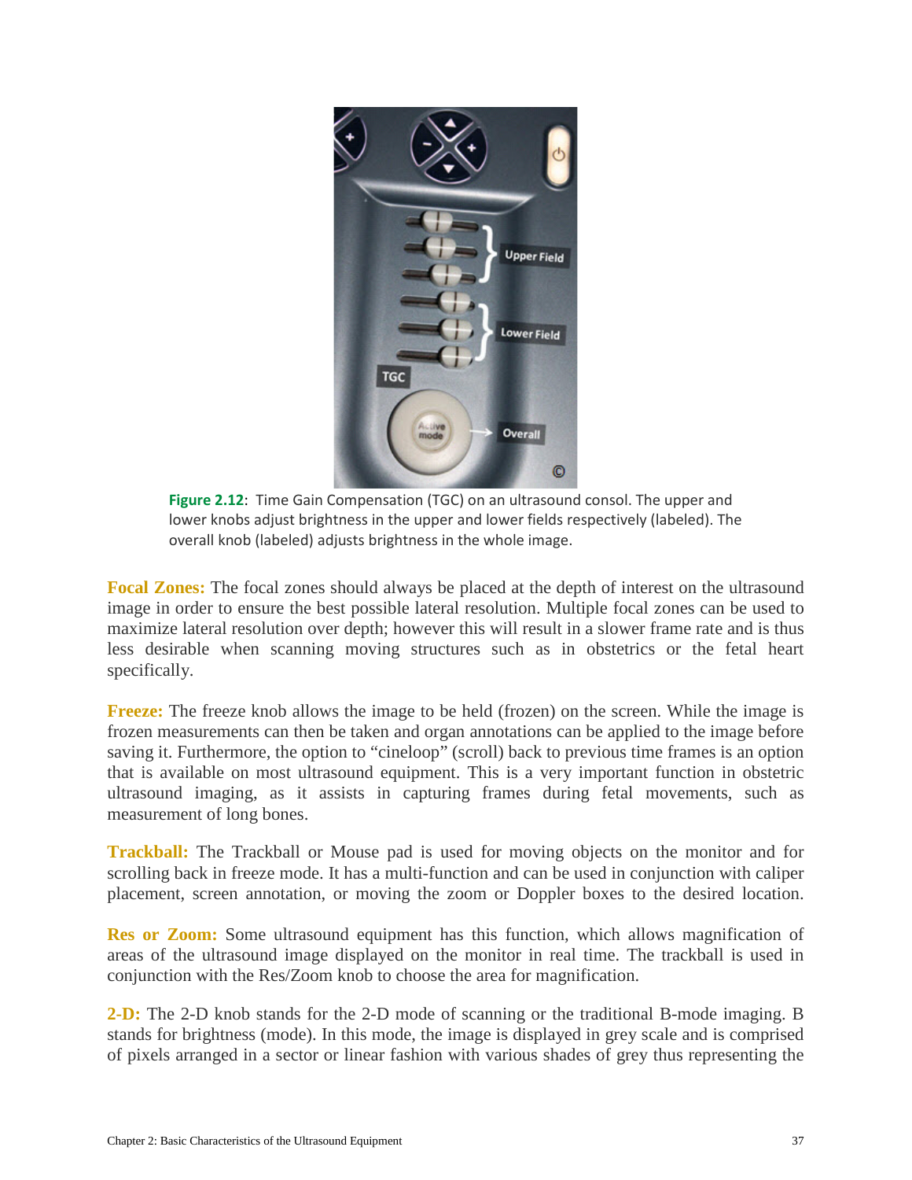**Figure 2.12**: Time Gain Compensation (TGC) on an ultrasound consol. The upper and lower knobs adjust brightness in the upper and lower fields respectively (labeled). The overall knob (labeled) adjusts brightness in the whole image.

**Focal Zones:** The focal zones should always be placed at the depth of interest on the ultrasound image in order to ensure the best possible lateral resolution. Multiple focal zones can be used to maximize lateral resolution over depth; however this will result in a slower frame rate and is thus less desirable when scanning moving structures such as in obstetrics or the fetal heart specifically.

**Freeze:** The freeze knob allows the image to be held (frozen) on the screen. While the image is frozen measurements can then be taken and organ annotations can be applied to the image before saving it. Furthermore, the option to "cineloop" (scroll) back to previous time frames is an option that is available on most ultrasound equipment. This is a very important function in obstetric ultrasound imaging, as it assists in capturing frames during fetal movements, such as measurement of long bones.

**Trackball:** The Trackball or Mouse pad is used for moving objects on the monitor and for scrolling back in freeze mode. It has a multi-function and can be used in conjunction with caliper placement, screen annotation, or moving the zoom or Doppler boxes to the desired location.

**Res or Zoom:** Some ultrasound equipment has this function, which allows magnification of areas of the ultrasound image displayed on the monitor in real time. The trackball is used in conjunction with the Res/Zoom knob to choose the area for magnification.

**2-D:** The 2-D knob stands for the 2-D mode of scanning or the traditional B-mode imaging. B stands for brightness (mode). In this mode, the image is displayed in grey scale and is comprised of pixels arranged in a sector or linear fashion with various shades of grey thus representing the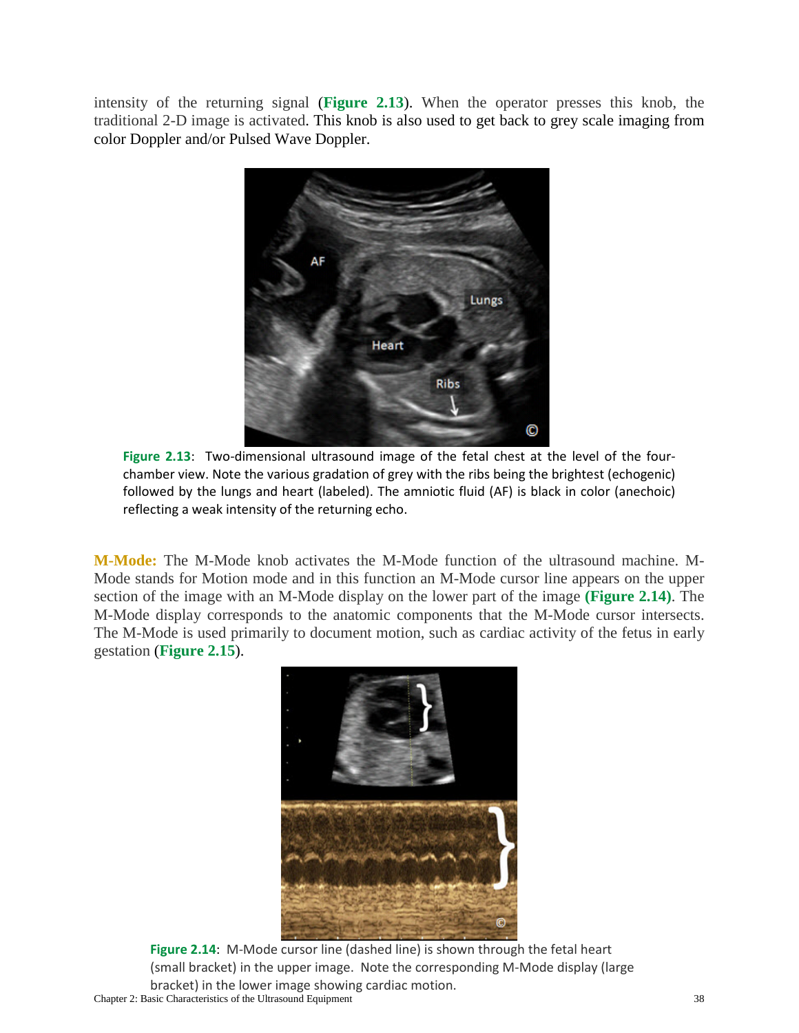intensity of the returning signal (**Figure 2.13**). When the operator presses this knob, the traditional 2-D image is activated. This knob is also used to get back to grey scale imaging from color Doppler and/or Pulsed Wave Doppler.

**Figure 2.13**: Two-dimensional ultrasound image of the fetal chest at the level of the four-chamber view. Note the various gradation of grey with the ribs being the brightest (echogenic) followed by the lungs and heart (labeled). The amniotic fluid (AF) is black in color (anechoic) reflecting a weak intensity of the returning echo.

**M-Mode:** The M-Mode knob activates the M-Mode function of the ultrasound machine. M-Mode stands for Motion mode and in this function an M-Mode cursor line appears on the upper section of the image with an M-Mode display on the lower part of the image **(Figure 2.14)**. The M-Mode display corresponds to the anatomic components that the M-Mode cursor intersects. The M-Mode is used primarily to document motion, such as cardiac activity of the fetus in early gestation (**Figure 2.15**).

**Figure 2.14**: M-Mode cursor line (dashed line) is shown through the fetal heart (small bracket) in the upper image. Note the corresponding M-Mode display (large bracket) in the lower image showing cardiac motion.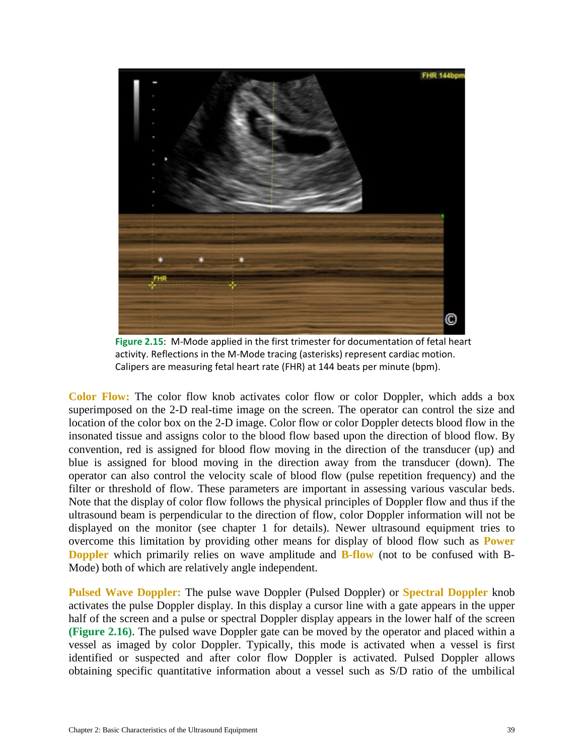**Figure 2.15**: M-Mode applied in the first trimester for documentation of fetal heart activity. Reflections in the M-Mode tracing (asterisks) represent cardiac motion. Calipers are measuring fetal heart rate (FHR) at 144 beats per minute (bpm).

**Color Flow:** The color flow knob activates color flow or color Doppler, which adds a box superimposed on the 2-D real-time image on the screen. The operator can control the size and location of the color box on the 2-D image. Color flow or color Doppler detects blood flow in the insonated tissue and assigns color to the blood flow based upon the direction of blood flow. By convention, red is assigned for blood flow moving in the direction of the transducer (up) and blue is assigned for blood moving in the direction away from the transducer (down). The operator can also control the velocity scale of blood flow (pulse repetition frequency) and the filter or threshold of flow. These parameters are important in assessing various vascular beds. Note that the display of color flow follows the physical principles of Doppler flow and thus if the ultrasound beam is perpendicular to the direction of flow, color Doppler information will not be displayed on the monitor (see chapter 1 for details). Newer ultrasound equipment tries to overcome this limitation by providing other means for display of blood flow such as **Power Doppler** which primarily relies on wave amplitude and **B-flow** (not to be confused with B-Mode) both of which are relatively angle independent.

**Pulsed Wave Doppler:** The pulse wave Doppler (Pulsed Doppler) or **Spectral Doppler** knob activates the pulse Doppler display. In this display a cursor line with a gate appears in the upper half of the screen and a pulse or spectral Doppler display appears in the lower half of the screen **(Figure 2.16)**. The pulsed wave Doppler gate can be moved by the operator and placed within a vessel as imaged by color Doppler. Typically, this mode is activated when a vessel is first identified or suspected and after color flow Doppler is activated. Pulsed Doppler allows obtaining specific quantitative information about a vessel such as S/D ratio of the umbilical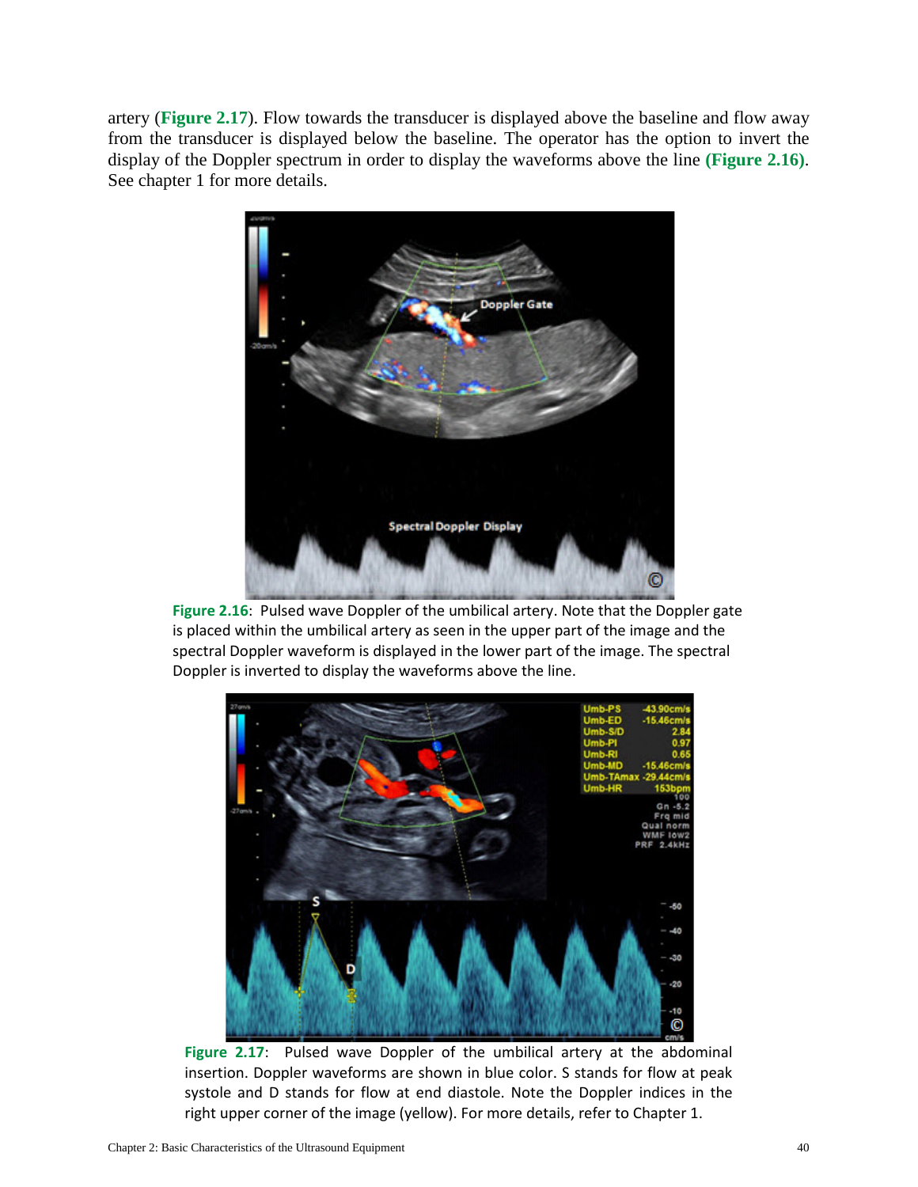artery (**Figure 2.17**). Flow towards the transducer is displayed above the baseline and flow away from the transducer is displayed below the baseline. The operator has the option to invert the display of the Doppler spectrum in order to display the waveforms above the line **(Figure 2.16)**. See chapter 1 for more details.

**Figure 2.16**: Pulsed wave Doppler of the umbilical artery. Note that the Doppler gate is placed within the umbilical artery as seen in the upper part of the image and the spectral Doppler waveform is displayed in the lower part of the image. The spectral Doppler is inverted to display the waveforms above the line.

**Figure 2.17**: Pulsed wave Doppler of the umbilical artery at the abdominal insertion. Doppler waveforms are shown in blue color. S stands for flow at peak systole and D stands for flow at end diastole. Note the Doppler indices in the right upper corner of the image (yellow). For more details, refer to Chapter 1.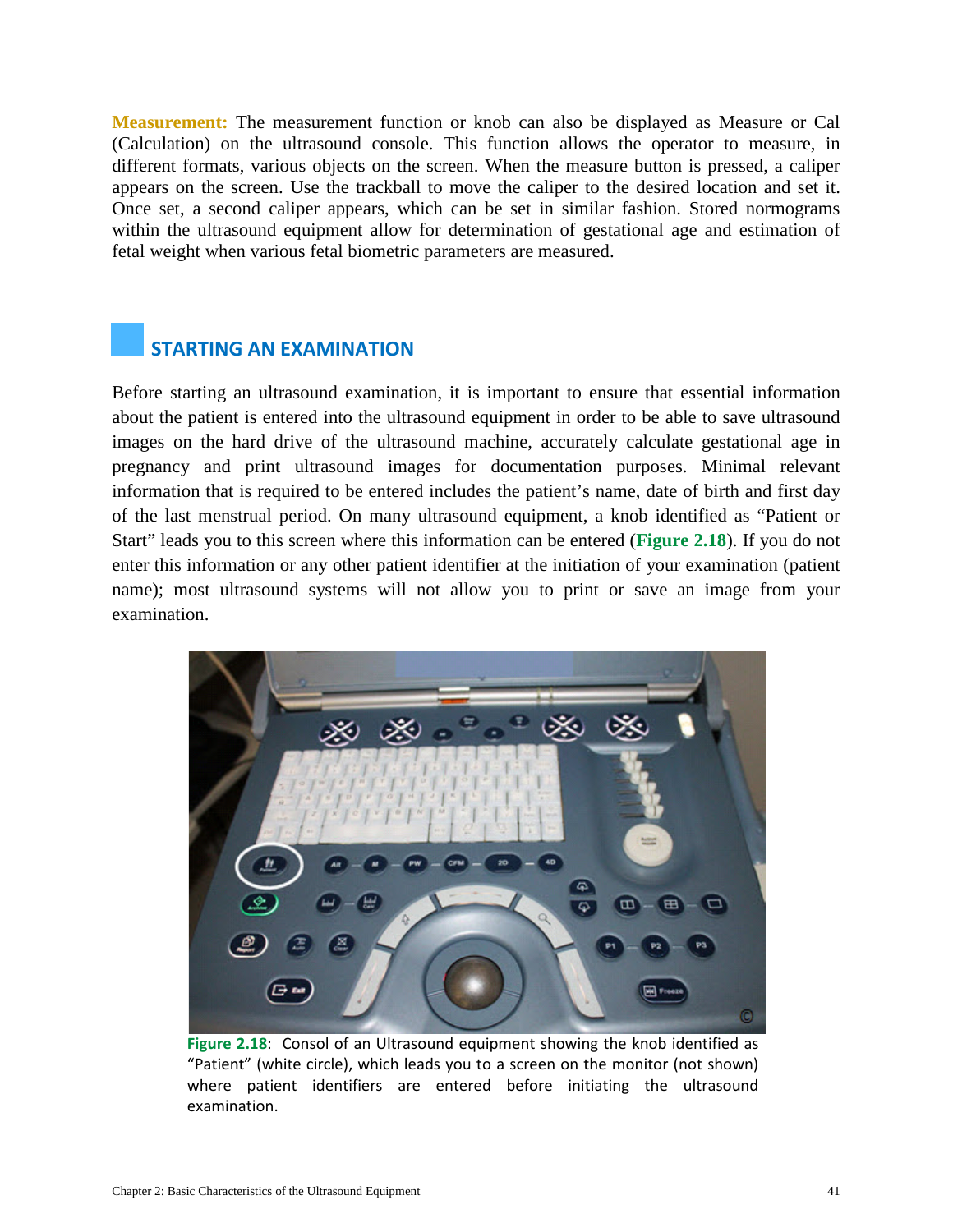**Measurement:** The measurement function or knob can also be displayed as Measure or Cal (Calculation) on the ultrasound console. This function allows the operator to measure, in different formats, various objects on the screen. When the measure button is pressed, a caliper appears on the screen. Use the trackball to move the caliper to the desired location and set it. Once set, a second caliper appears, which can be set in similar fashion. Stored normograms within the ultrasound equipment allow for determination of gestational age and estimation of fetal weight when various fetal biometric parameters are measured.

## STARTING AN EXAMINATION

Before starting an ultrasound examination, it is important to ensure that essential information about the patient is entered into the ultrasound equipment in order to be able to save ultrasound images on the hard drive of the ultrasound machine, accurately calculate gestational age in pregnancy and print ultrasound images for documentation purposes. Minimal relevant information that is required to be entered includes the patient's name, date of birth and first day of the last menstrual period. On many ultrasound equipment, a knob identified as "Patient or Start" leads you to this screen where this information can be entered (**Figure 2.18**). If you do not enter this information or any other patient identifier at the initiation of your examination (patient name); most ultrasound systems will not allow you to print or save an image from your examination.

**Figure 2.18**: Consol of an Ultrasound equipment showing the knob identified as "Patient" (white circle), which leads you to a screen on the monitor (not shown) where patient identifiers are entered before initiating the ultrasound examination.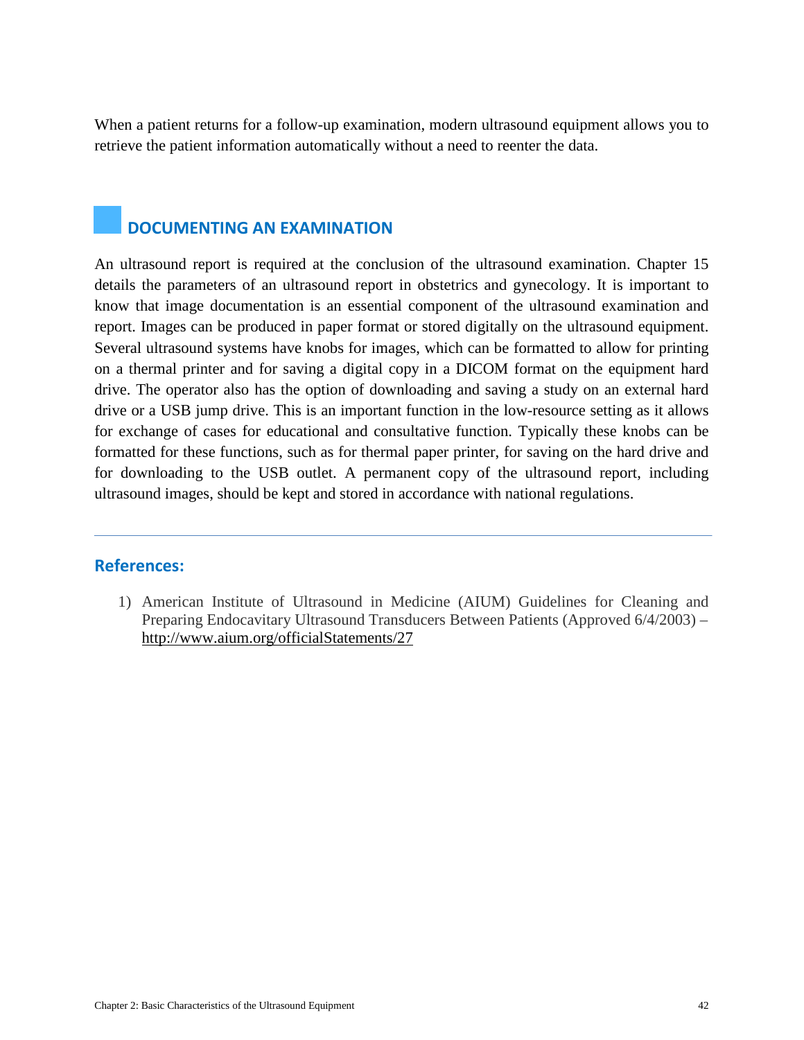When a patient returns for a follow-up examination, modern ultrasound equipment allows you to retrieve the patient information automatically without a need to reenter the data.

## DOCUMENTING AN EXAMINATION

An ultrasound report is required at the conclusion of the ultrasound examination. Chapter 15 details the parameters of an ultrasound report in obstetrics and gynecology. It is important to know that image documentation is an essential component of the ultrasound examination and report. Images can be produced in paper format or stored digitally on the ultrasound equipment. Several ultrasound systems have knobs for images, which can be formatted to allow for printing on a thermal printer and for saving a digital copy in a DICOM format on the equipment hard drive. The operator also has the option of downloading and saving a study on an external hard drive or a USB jump drive. This is an important function in the low-resource setting as it allows for exchange of cases for educational and consultative function. Typically these knobs can be formatted for these functions, such as for thermal paper printer, for saving on the hard drive and for downloading to the USB outlet. A permanent copy of the ultrasound report, including ultrasound images, should be kept and stored in accordance with national regulations.

---

### References:

1) American Institute of Ultrasound in Medicine (AIUM) Guidelines for Cleaning and Preparing Endocavitary Ultrasound Transducers Between Patients (Approved 6/4/2003) – http://www.aium.org/officialStatements/27